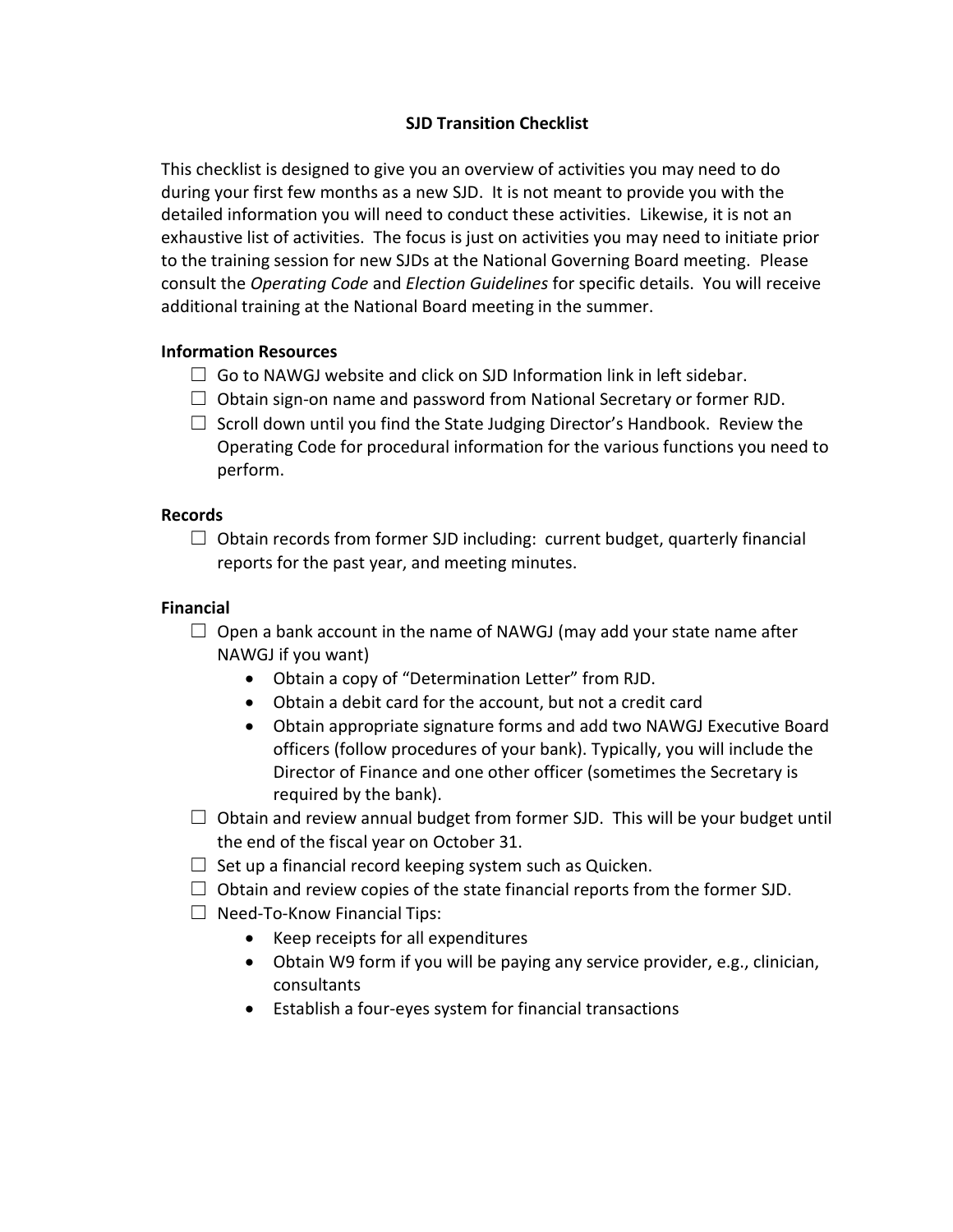# SJD Transition Checklist

This checklist is designed to give you an overview of activities you may need to do during your first few months as a new SJD. It is not meant to provide you with the detailed information you will need to conduct these activities. Likewise, it is not an exhaustive list of activities. The focus is just on activities you may need to initiate prior to the training session for new SJDs at the National Governing Board meeting. Please consult the *Operating Code* and *Election Guidelines* for specific details. You will receive additional training at the National Board meeting in the summer.

## Information Resources

- ☐ Go to NAWGJ website and click on SJD Information link in left sidebar.
- ☐ Obtain sign-on name and password from National Secretary or former RJD.
- ☐ Scroll down until you find the State Judging Director's Handbook. Review the Operating Code for procedural information for the various functions you need to perform.

## Records

- ☐ Obtain records from former SJD including: current budget, quarterly financial reports for the past year, and meeting minutes.

## Financial

- ☐ Open a bank account in the name of NAWGJ (may add your state name after NAWGJ if you want)
  - Obtain a copy of "Determination Letter" from RJD.
  - Obtain a debit card for the account, but not a credit card
  - Obtain appropriate signature forms and add two NAWGJ Executive Board officers (follow procedures of your bank). Typically, you will include the Director of Finance and one other officer (sometimes the Secretary is required by the bank).
- ☐ Obtain and review annual budget from former SJD. This will be your budget until the end of the fiscal year on October 31.
- ☐ Set up a financial record keeping system such as Quicken.
- ☐ Obtain and review copies of the state financial reports from the former SJD.
- ☐ Need-To-Know Financial Tips:
  - Keep receipts for all expenditures
  - Obtain W9 form if you will be paying any service provider, e.g., clinician, consultants
  - Establish a four-eyes system for financial transactions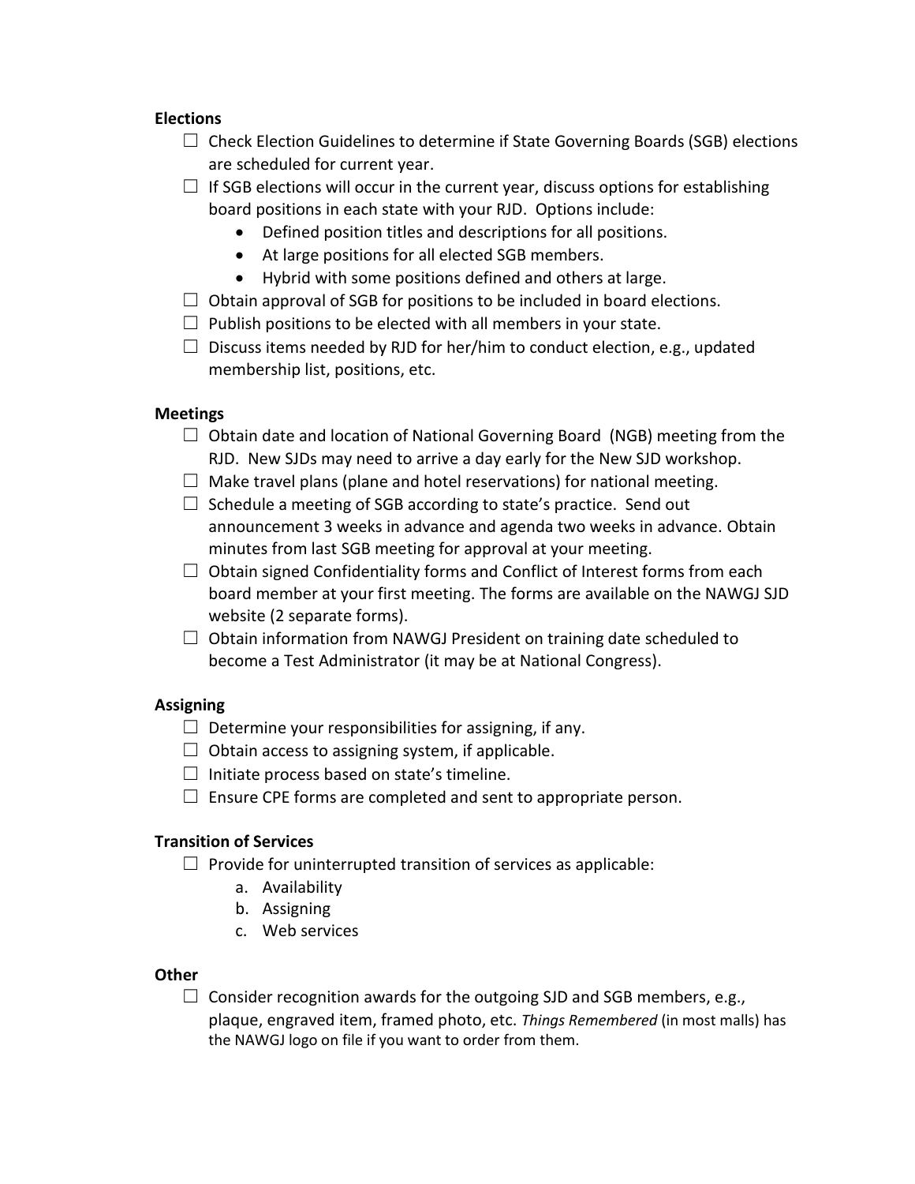**Elections**

- ☐ Check Election Guidelines to determine if State Governing Boards (SGB) elections are scheduled for current year.
- ☐ If SGB elections will occur in the current year, discuss options for establishing board positions in each state with your RJD. Options include:
  - Defined position titles and descriptions for all positions.
  - At large positions for all elected SGB members.
  - Hybrid with some positions defined and others at large.
- ☐ Obtain approval of SGB for positions to be included in board elections.
- ☐ Publish positions to be elected with all members in your state.
- ☐ Discuss items needed by RJD for her/him to conduct election, e.g., updated membership list, positions, etc.

**Meetings**

- ☐ Obtain date and location of National Governing Board (NGB) meeting from the RJD. New SJDs may need to arrive a day early for the New SJD workshop.
- ☐ Make travel plans (plane and hotel reservations) for national meeting.
- ☐ Schedule a meeting of SGB according to state's practice. Send out announcement 3 weeks in advance and agenda two weeks in advance. Obtain minutes from last SGB meeting for approval at your meeting.
- ☐ Obtain signed Confidentiality forms and Conflict of Interest forms from each board member at your first meeting. The forms are available on the NAWGJ SJD website (2 separate forms).
- ☐ Obtain information from NAWGJ President on training date scheduled to become a Test Administrator (it may be at National Congress).

**Assigning**

- ☐ Determine your responsibilities for assigning, if any.
- ☐ Obtain access to assigning system, if applicable.
- ☐ Initiate process based on state's timeline.
- ☐ Ensure CPE forms are completed and sent to appropriate person.

**Transition of Services**

- ☐ Provide for uninterrupted transition of services as applicable:
  a. Availability
  b. Assigning
  c. Web services

**Other**

- ☐ Consider recognition awards for the outgoing SJD and SGB members, e.g., plaque, engraved item, framed photo, etc. *Things Remembered* (in most malls) has the NAWGJ logo on file if you want to order from them.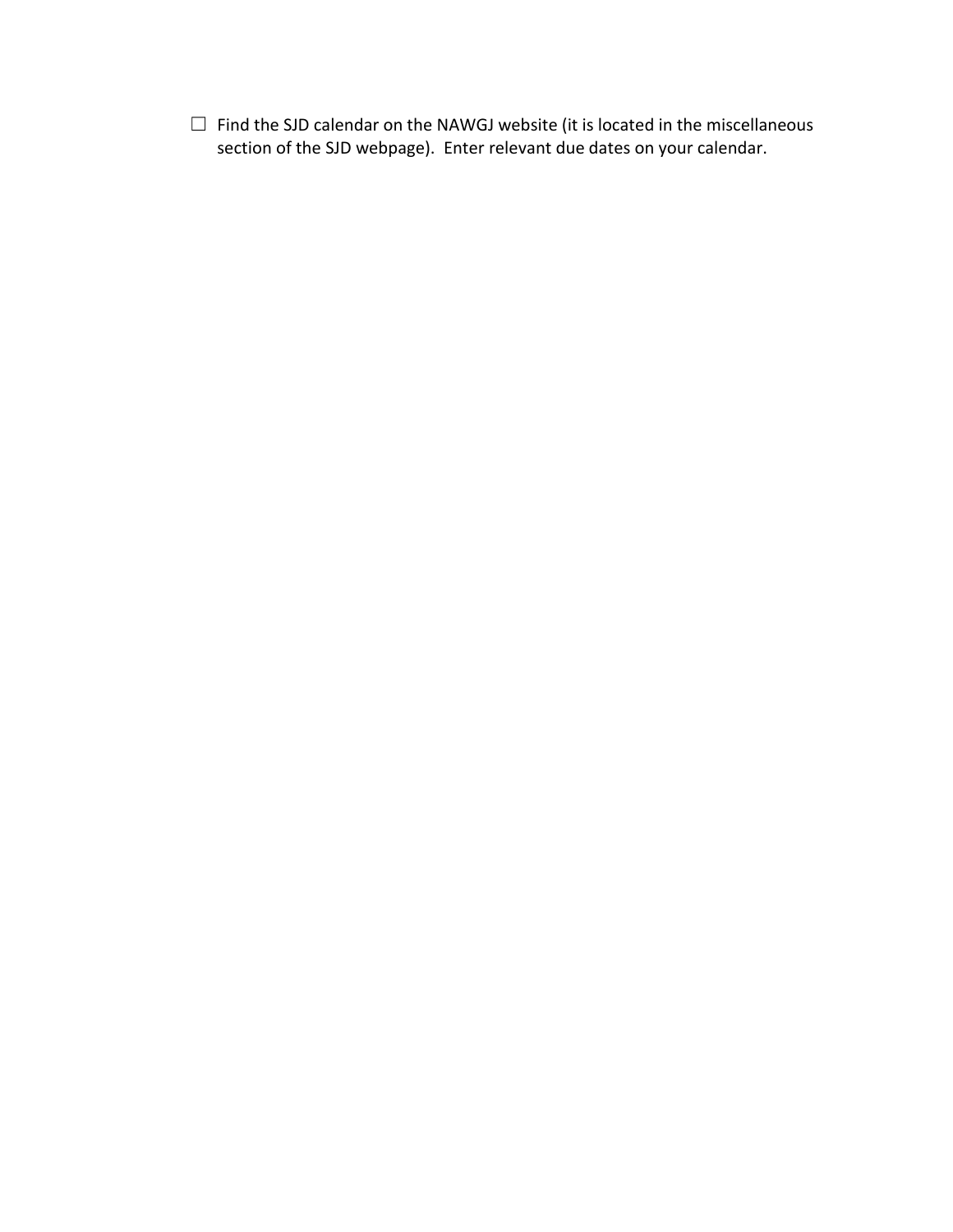- [ ] Find the SJD calendar on the NAWGJ website (it is located in the miscellaneous section of the SJD webpage). Enter relevant due dates on your calendar.